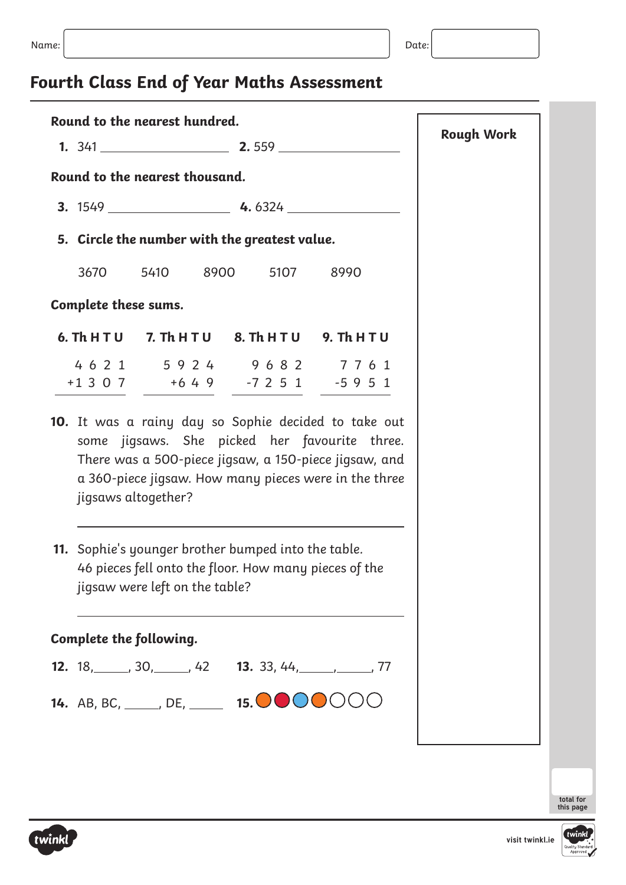Name: Date:

# Fourth Class End of Year Maths Assessment

**Round to the nearest hundred.**

**1.** 341 ____________ **2.** 559 ____________

**Round to the nearest thousand.**

**3.** 1549 ____________ **4.** 6324 ____________

**5. Circle the number with the greatest value.**

3670 5410 8900 5107 8990

**Complete these sums.**

| 6. Th H T U | 7. Th H T U | 8. Th H T U | 9. Th H T U |
|---|---|---|---|
| 4 6 2 1 | 5 9 2 4 | 9 6 8 2 | 7 7 6 1 |
| +1 3 0 7 | +6 4 9 | -7 2 5 1 | -5 9 5 1 |

**10.** It was a rainy day so Sophie decided to take out some jigsaws. She picked her favourite three. There was a 500-piece jigsaw, a 150-piece jigsaw, and a 360-piece jigsaw. How many pieces were in the three jigsaws altogether?

____________

**11.** Sophie's younger brother bumped into the table. 46 pieces fell onto the floor. How many pieces of the jigsaw were left on the table?

____________

**Complete the following.**

**12.** 18, ____, 30, ____, 42 **13.** 33, 44, ____, ____, 77

**14.** AB, BC, ____, DE, ____ **15.** ● ● ● ● ○ ○ ○

**Rough Work**

total for this page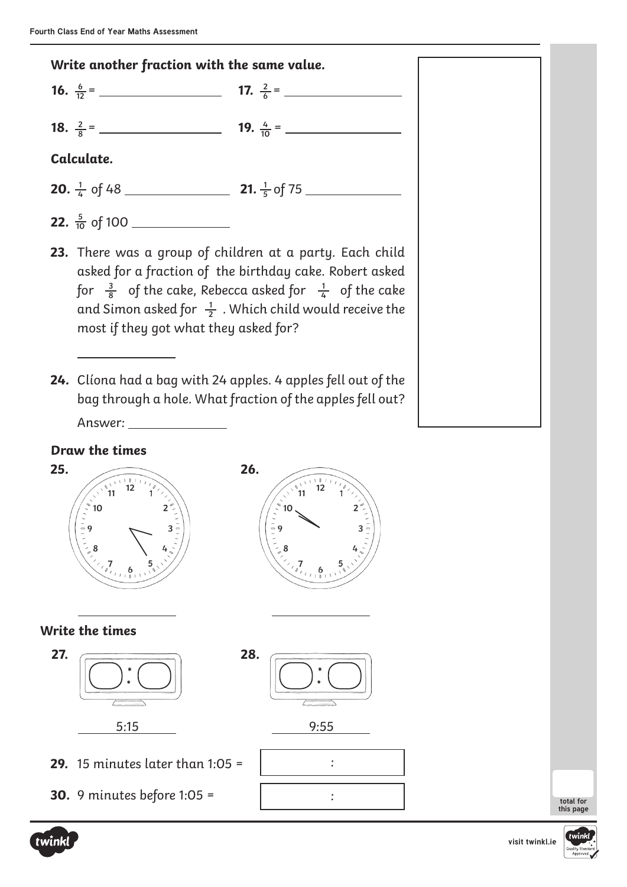**Write another fraction with the same value.**

**16.** $\frac{6}{12}$ = ________________ **17.** $\frac{2}{6}$ = ________________

**18.** $\frac{2}{8}$ = ________________ **19.** $\frac{4}{10}$ = ________________

**Calculate.**

**20.** $\frac{1}{4}$ of 48 ______________ **21.** $\frac{1}{5}$ of 75 ______________

**22.** $\frac{5}{10}$ of 100 ______________

**23.** There was a group of children at a party. Each child asked for a fraction of the birthday cake. Robert asked for $\frac{3}{8}$ of the cake, Rebecca asked for $\frac{1}{4}$ of the cake and Simon asked for $\frac{1}{2}$. Which child would receive the most if they got what they asked for?

______________

**24.** Clíona had a bag with 24 apples. 4 apples fell out of the bag through a hole. What fraction of the apples fell out?

Answer: ______________

**Draw the times**

**25.** ______________

**26.** ______________

**Write the times**

**27.** 5:15

**28.** 9:55

**29.** 15 minutes later than 1:05 = [ : ]

**30.** 9 minutes before 1:05 = [ : ]

total for this page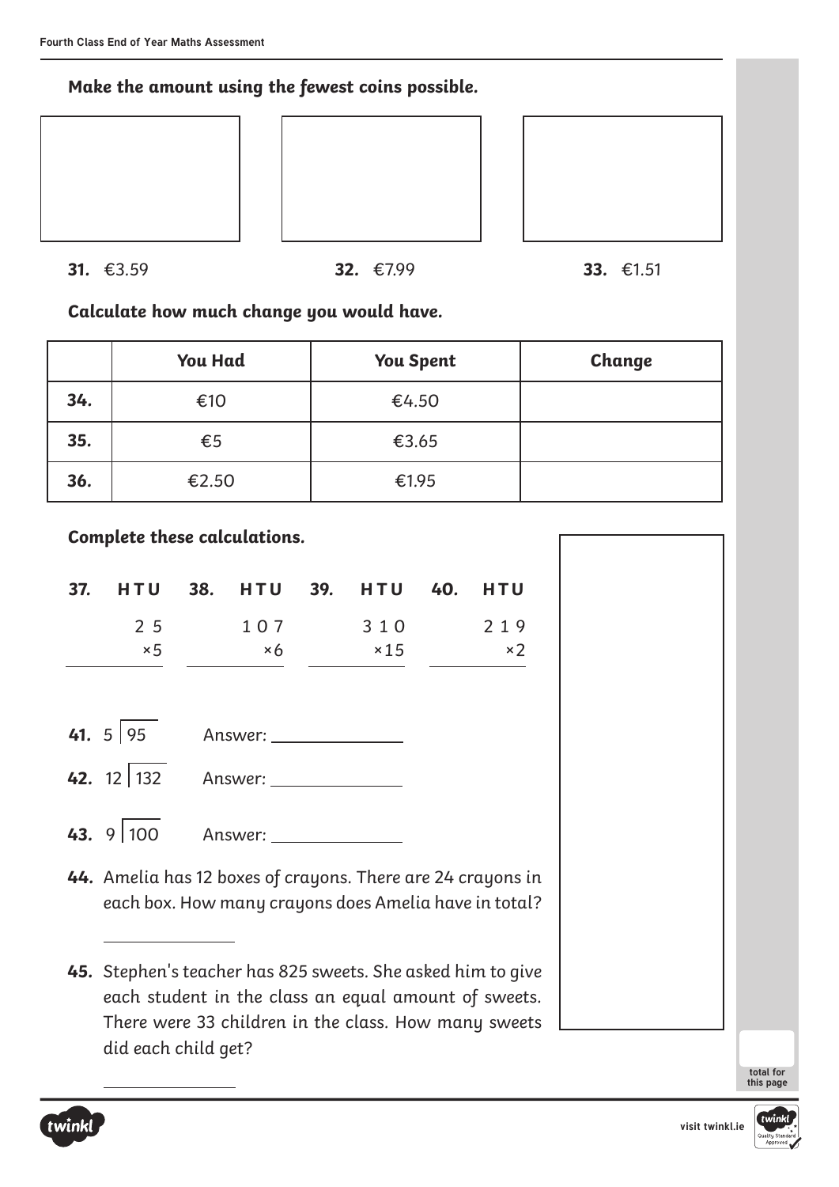**Make the amount using the fewest coins possible.**

**31.** €3.59

**32.** €7.99

**33.** €1.51

**Calculate how much change you would have.**

| | You Had | You Spent | Change |
|---|---|---|---|
| **34.** | €10 | €4.50 | |
| **35.** | €5 | €3.65 | |
| **36.** | €2.50 | €1.95 | |

**Complete these calculations.**

**37.**

| H | T | U |
|---|---|---|
| | 2 | 5 |
| | × | 5 |

**38.**

| H | T | U |
|---|---|---|
| 1 | 0 | 7 |
| | × | 6 |

**39.**

| H | T | U |
|---|---|---|
| 3 | 1 | 0 |
| | × 1 | 5 |

**40.**

| H | T | U |
|---|---|---|
| 2 | 1 | 9 |
| | × | 2 |

**41.** 5 ⟌ 95 Answer: ______________

**42.** 12 ⟌ 132 Answer: ______________

**43.** 9 ⟌ 100 Answer: ______________

**44.** Amelia has 12 boxes of crayons. There are 24 crayons in each box. How many crayons does Amelia have in total?

______________

**45.** Stephen's teacher has 825 sweets. She asked him to give each student in the class an equal amount of sweets. There were 33 children in the class. How many sweets did each child get?

______________

total for this page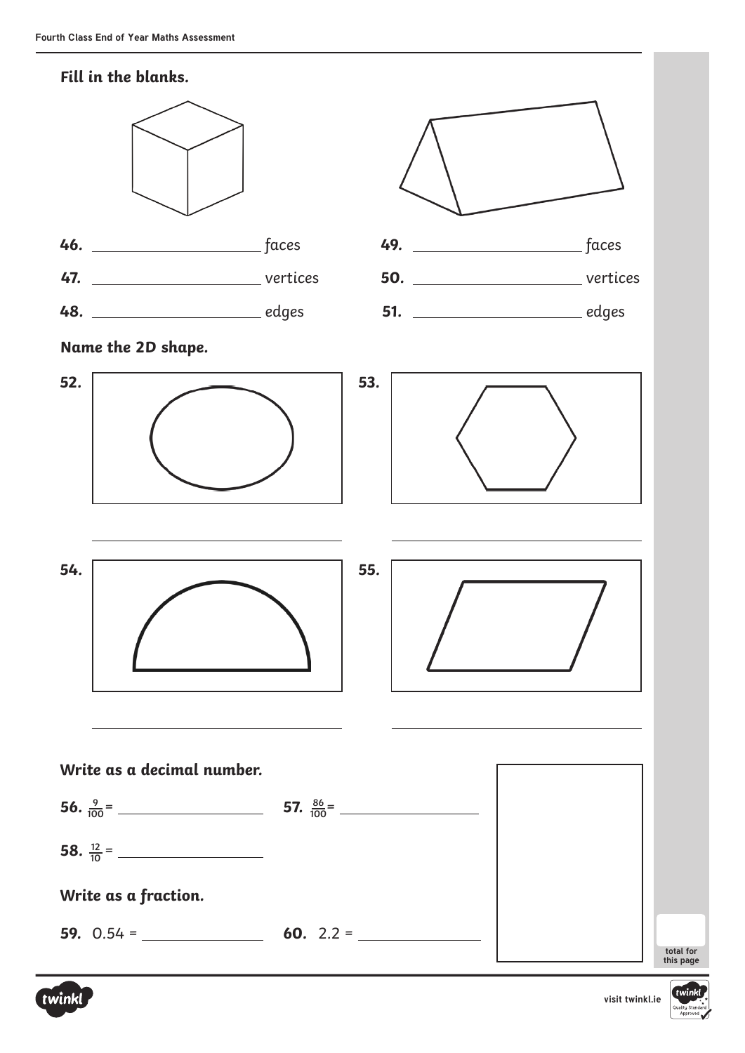## Fill in the blanks.

46. ____________________ faces

47. ____________________ vertices

48. ____________________ edges

49. ____________________ faces

50. ____________________ vertices

51. ____________________ edges

## Name the 2D shape.

52. ____________________

53. ____________________

54. ____________________

55. ____________________

## Write as a decimal number.

56. $\frac{9}{100}$ = ____________________

57. $\frac{86}{100}$ = ____________________

58. $\frac{12}{10}$ = ____________________

## Write as a fraction.

59. 0.54 = ____________________

60. 2.2 = ____________________

total for this page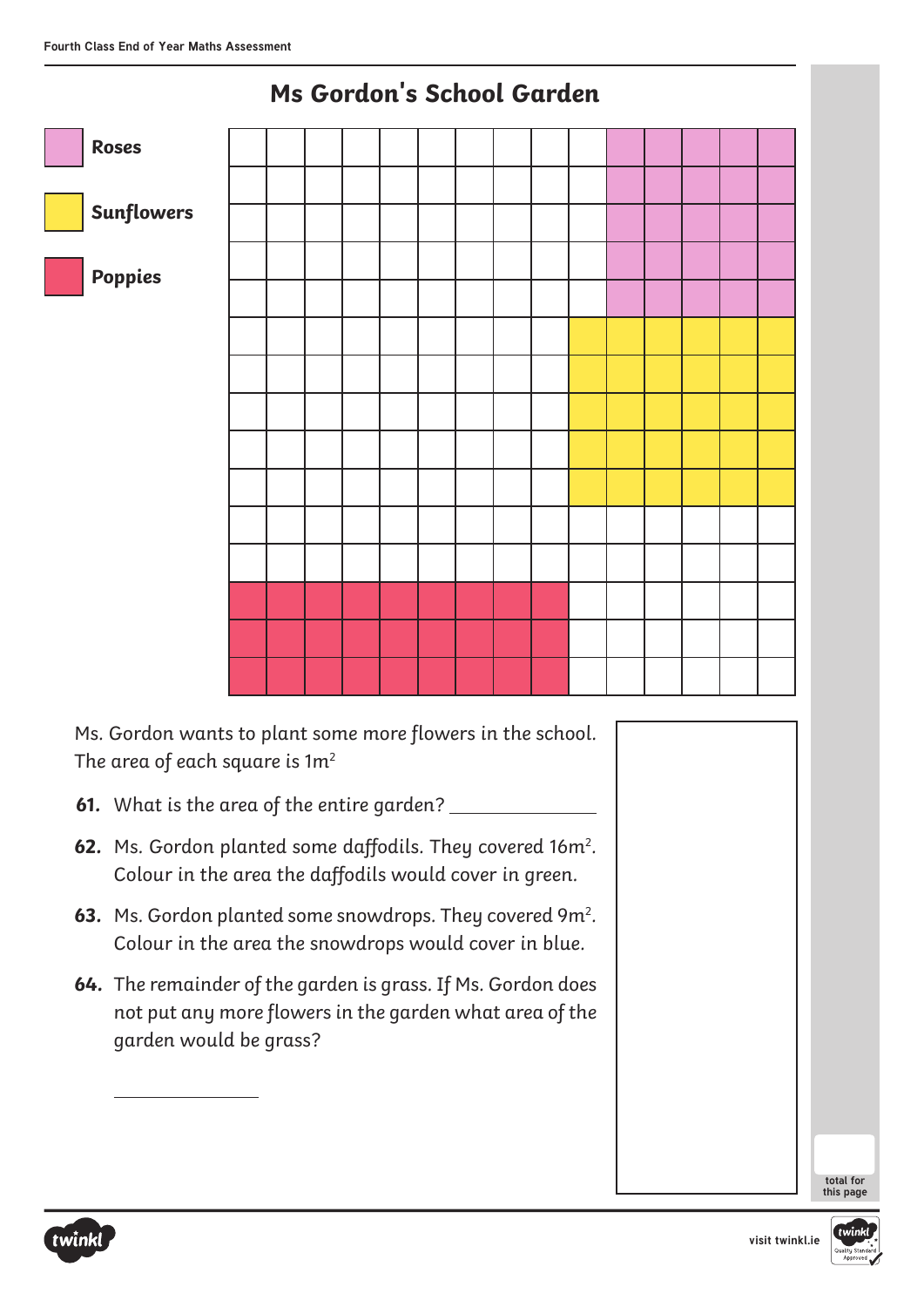## Ms Gordon's School Garden

Roses

Sunflowers

Poppies

Ms. Gordon wants to plant some more flowers in the school. The area of each square is $1m^2$

**61.** What is the area of the entire garden? ______________

**62.** Ms. Gordon planted some daffodils. They covered $16m^2$. Colour in the area the daffodils would cover in green.

**63.** Ms. Gordon planted some snowdrops. They covered $9m^2$. Colour in the area the snowdrops would cover in blue.

**64.** The remainder of the garden is grass. If Ms. Gordon does not put any more flowers in the garden what area of the garden would be grass?

______________

total for this page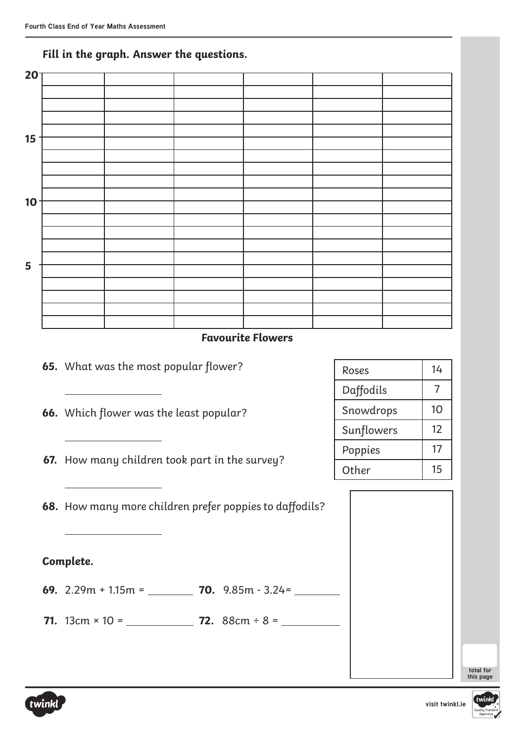## Fill in the graph. Answer the questions.

| 20 | | | | | | |
|---|---|---|---|---|---|---|
| 15 | | | | | | |
| 10 | | | | | | |
| 5 | | | | | | |

**Favourite Flowers**

| Roses | 14 |
|---|---|
| Daffodils | 7 |
| Snowdrops | 10 |
| Sunflowers | 12 |
| Poppies | 17 |
| Other | 15 |

**65.** What was the most popular flower?

\_\_\_\_\_\_\_\_\_\_\_\_\_\_\_\_

**66.** Which flower was the least popular?

\_\_\_\_\_\_\_\_\_\_\_\_\_\_\_\_

**67.** How many children took part in the survey?

\_\_\_\_\_\_\_\_\_\_\_\_\_\_\_\_

**68.** How many more children prefer poppies to daffodils?

\_\_\_\_\_\_\_\_\_\_\_\_\_\_\_\_

**Complete.**

**69.** 2.29m + 1.15m = \_\_\_\_\_\_\_\_ **70.** 9.85m - 3.24= \_\_\_\_\_\_\_\_

**71.** 13cm × 10 = \_\_\_\_\_\_\_\_\_\_ **72.** 88cm ÷ 8 = \_\_\_\_\_\_\_\_\_\_

total for this page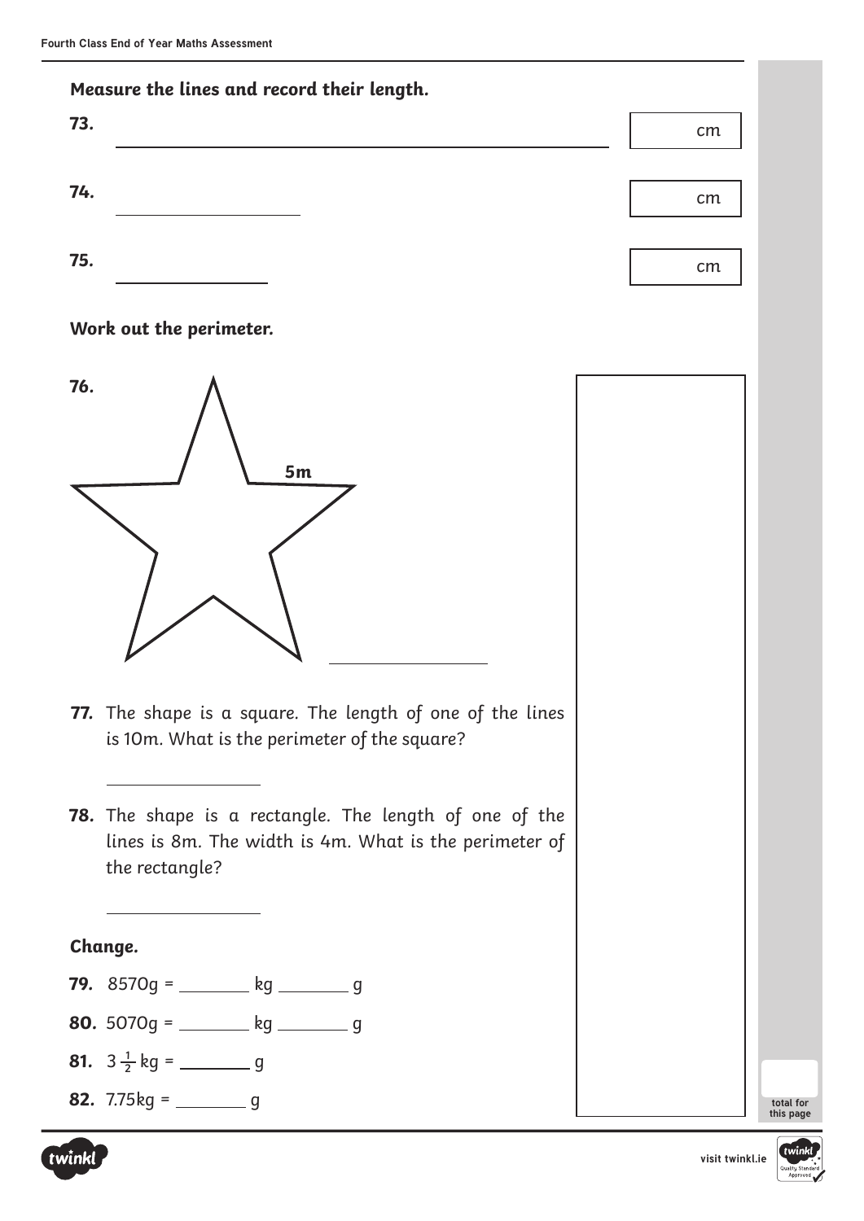**Measure the lines and record their length.**

**73.** ______________________________________________ cm

**74.** _______________ cm

**75.** ____________ cm

**Work out the perimeter.**

**76.** 5m

_______________

**77.** The shape is a square. The length of one of the lines is 10m. What is the perimeter of the square?

_______________

**78.** The shape is a rectangle. The length of one of the lines is 8m. The width is 4m. What is the perimeter of the rectangle?

_______________

**Change.**

**79.** 8570g = ________ kg ________ g

**80.** 5070g = ________ kg ________ g

**81.** $3\frac{1}{2}$ kg = ________ g

**82.** 7.75kg = ________ g

total for this page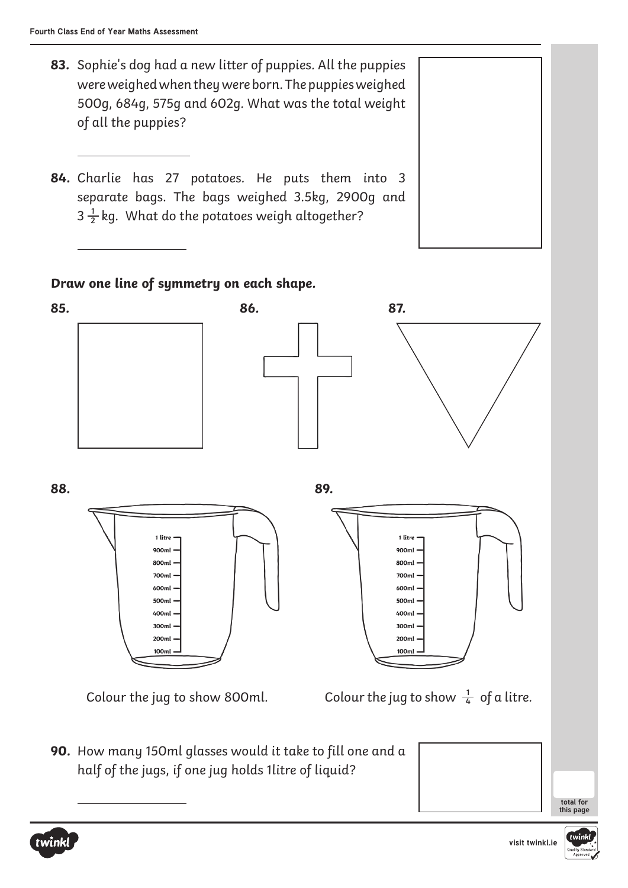**83.** Sophie's dog had a new litter of puppies. All the puppies were weighed when they were born. The puppies weighed 500g, 684g, 575g and 602g. What was the total weight of all the puppies?

\_\_\_\_\_\_\_\_\_\_\_\_\_\_\_\_

**84.** Charlie has 27 potatoes. He puts them into 3 separate bags. The bags weighed 3.5kg, 2900g and $3\frac{1}{2}$ kg. What do the potatoes weigh altogether?

\_\_\_\_\_\_\_\_\_\_\_\_\_\_\_\_

**Draw one line of symmetry on each shape.**

**85.**

**86.**

**87.**

**88.**

1 litre
900ml
800ml
700ml
600ml
500ml
400ml
300ml
200ml
100ml

Colour the jug to show 800ml.

**89.**

1 litre
900ml
800ml
700ml
600ml
500ml
400ml
300ml
200ml
100ml

Colour the jug to show $\frac{1}{4}$ of a litre.

**90.** How many 150ml glasses would it take to fill one and a half of the jugs, if one jug holds 1litre of liquid?

\_\_\_\_\_\_\_\_\_\_\_\_\_\_\_\_

total for this page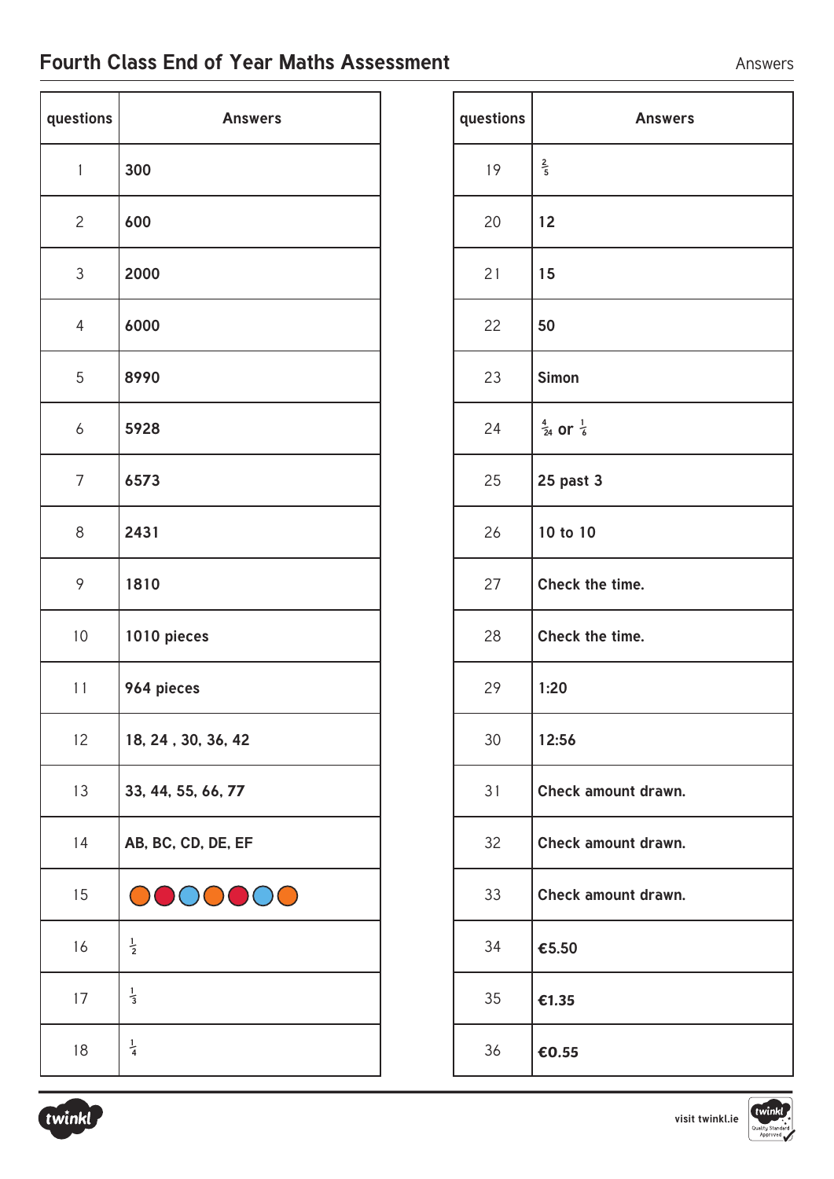# Fourth Class End of Year Maths Assessment

Answers

| questions | Answers |
|---|---|
| 1 | **300** |
| 2 | **600** |
| 3 | **2000** |
| 4 | **6000** |
| 5 | **8990** |
| 6 | **5928** |
| 7 | **6573** |
| 8 | **2431** |
| 9 | **1810** |
| 10 | **1010 pieces** |
| 11 | **964 pieces** |
| 12 | **18, 24 , 30, 36, 42** |
| 13 | **33, 44, 55, 66, 77** |
| 14 | **AB, BC, CD, DE, EF** |
| 15 | |
| 16 | $\frac{1}{2}$ |
| 17 | $\frac{1}{3}$ |
| 18 | $\frac{1}{4}$ |

| questions | Answers |
|---|---|
| 19 | $\frac{2}{5}$ |
| 20 | **12** |
| 21 | **15** |
| 22 | **50** |
| 23 | **Simon** |
| 24 | $\frac{4}{24}$ **or** $\frac{1}{6}$ |
| 25 | **25 past 3** |
| 26 | **10 to 10** |
| 27 | **Check the time.** |
| 28 | **Check the time.** |
| 29 | **1:20** |
| 30 | **12:56** |
| 31 | **Check amount drawn.** |
| 32 | **Check amount drawn.** |
| 33 | **Check amount drawn.** |
| 34 | **€5.50** |
| 35 | **€1.35** |
| 36 | **€0.55** |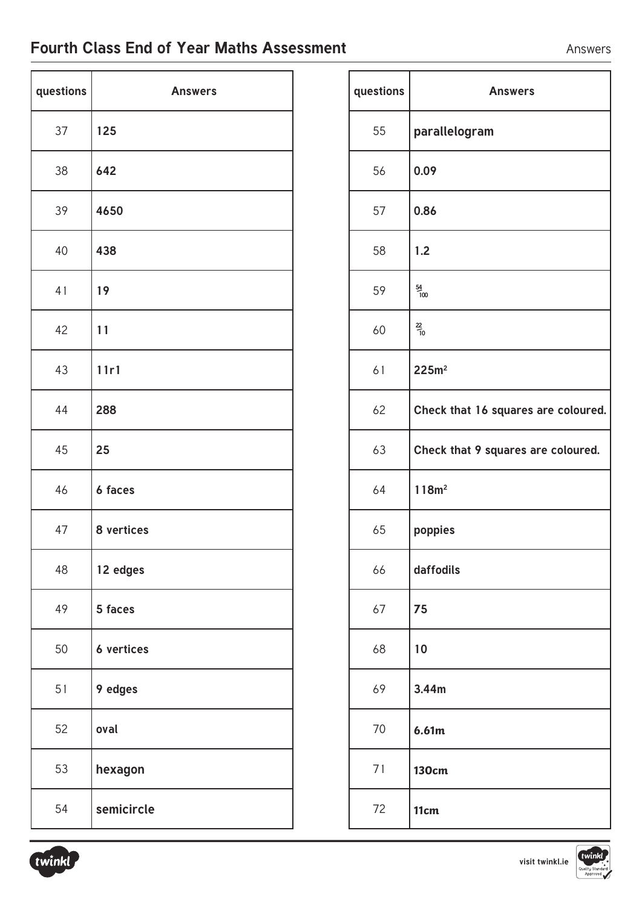## Fourth Class End of Year Maths Assessment

Answers

| questions | Answers |
|---|---|
| 37 | **125** |
| 38 | **642** |
| 39 | **4650** |
| 40 | **438** |
| 41 | **19** |
| 42 | **11** |
| 43 | **11r1** |
| 44 | **288** |
| 45 | **25** |
| 46 | **6 faces** |
| 47 | **8 vertices** |
| 48 | **12 edges** |
| 49 | **5 faces** |
| 50 | **6 vertices** |
| 51 | **9 edges** |
| 52 | **oval** |
| 53 | **hexagon** |
| 54 | **semicircle** |

| questions | Answers |
|---|---|
| 55 | **parallelogram** |
| 56 | **0.09** |
| 57 | **0.86** |
| 58 | **1.2** |
| 59 | $\frac{54}{100}$ |
| 60 | $\frac{22}{10}$ |
| 61 | **225m²** |
| 62 | **Check that 16 squares are coloured.** |
| 63 | **Check that 9 squares are coloured.** |
| 64 | **118m²** |
| 65 | **poppies** |
| 66 | **daffodils** |
| 67 | **75** |
| 68 | **10** |
| 69 | **3.44m** |
| 70 | **6.61m** |
| 71 | **130cm** |
| 72 | **11cm** |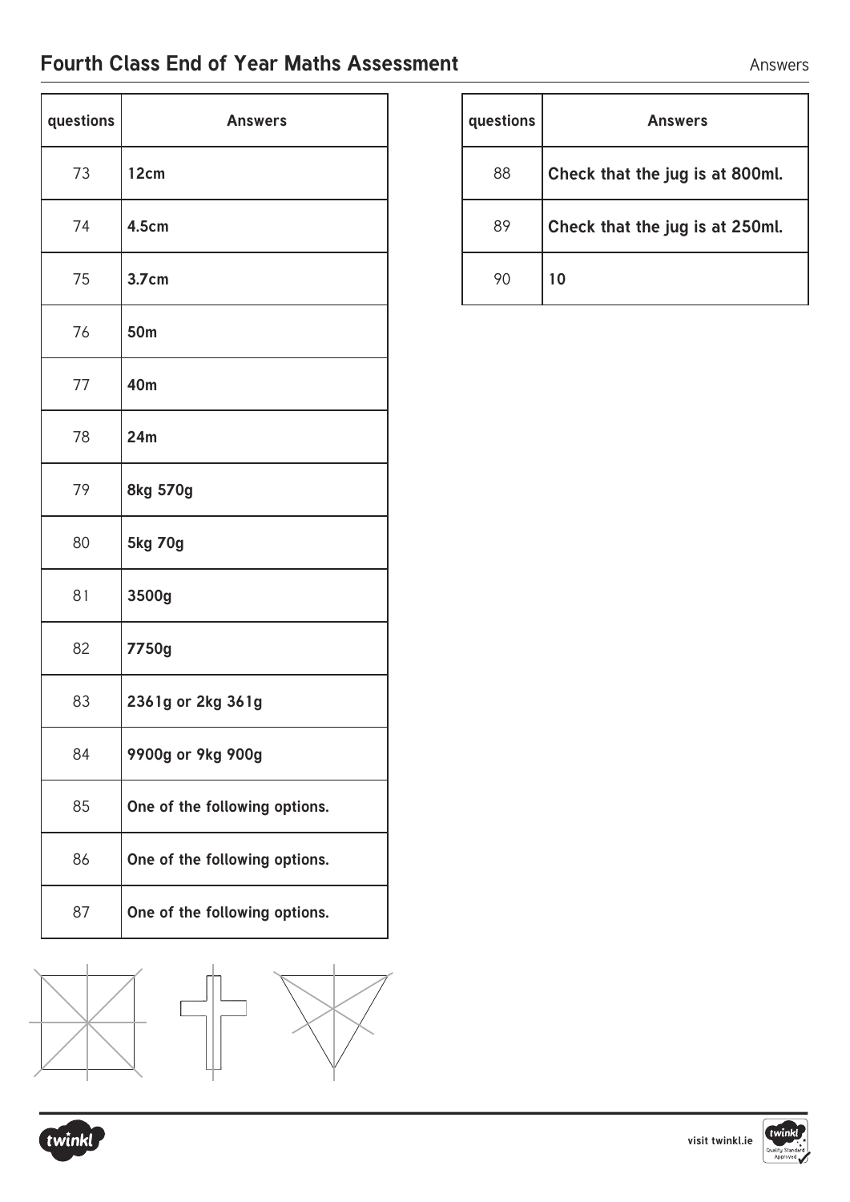## Fourth Class End of Year Maths Assessment

Answers

| questions | Answers |
|---|---|
| 73 | **12cm** |
| 74 | **4.5cm** |
| 75 | **3.7cm** |
| 76 | **50m** |
| 77 | **40m** |
| 78 | **24m** |
| 79 | **8kg 570g** |
| 80 | **5kg 70g** |
| 81 | **3500g** |
| 82 | **7750g** |
| 83 | **2361g or 2kg 361g** |
| 84 | **9900g or 9kg 900g** |
| 85 | **One of the following options.** |
| 86 | **One of the following options.** |
| 87 | **One of the following options.** |

| questions | Answers |
|---|---|
| 88 | **Check that the jug is at 800ml.** |
| 89 | **Check that the jug is at 250ml.** |
| 90 | **10** |